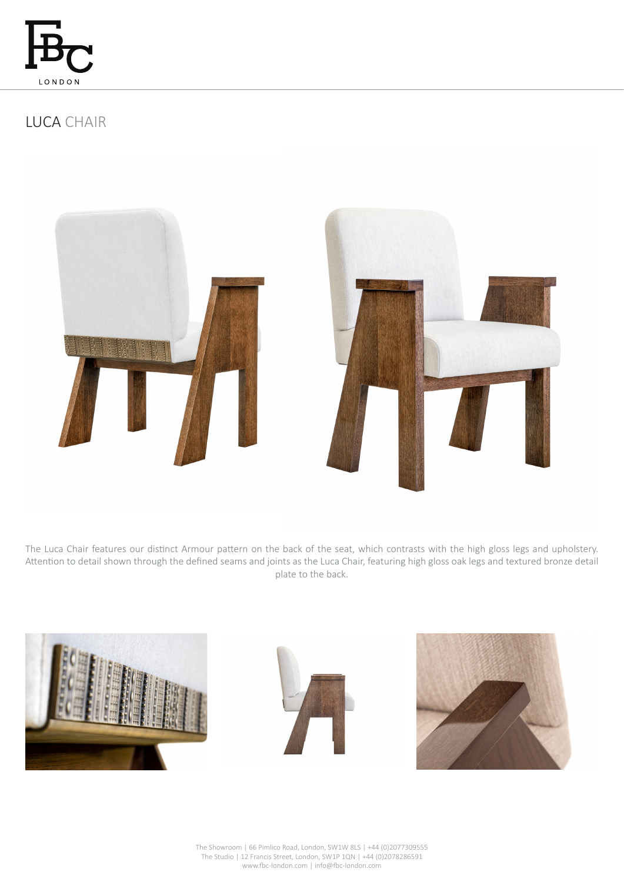# LUCA CHAIR

The Luca Chair features our distinct Armour pattern on the back of the seat, which contrasts with the high gloss legs and upholstery. Attention to detail shown through the defined seams and joints as the Luca Chair, featuring high gloss oak legs and textured bronze detail plate to the back.

The Showroom | 66 Pimlico Road, London, SW1W 8LS | +44 (0)2077309555
The Studio | 12 Francis Street, London, SW1P 1QN | +44 (0)2078286591
www.fbc-london.com | info@fbc-london.com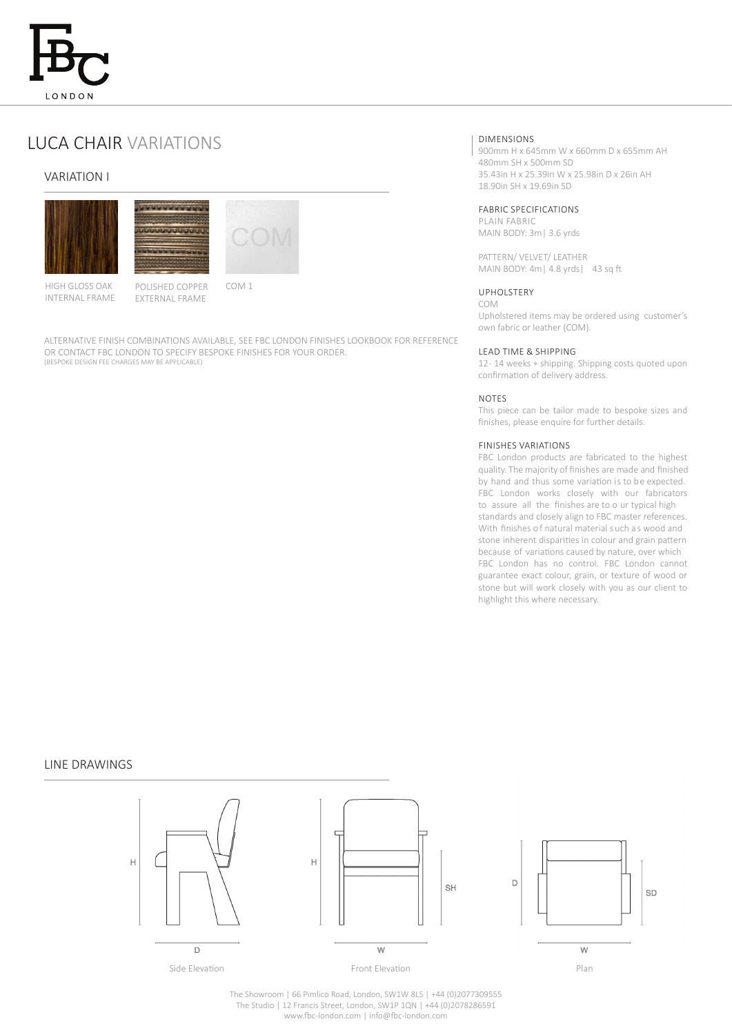# LUCA CHAIR VARIATIONS

## VARIATION I

HIGH GLOSS OAK
INTERNAL FRAME

POLISHED COPPER
EXTERNAL FRAME

COM 1

ALTERNATIVE FINISH COMBINATIONS AVAILABLE, SEE FBC LONDON FINISHES LOOKBOOK FOR REFERENCE OR CONTACT FBC LONDON TO SPECIFY BESPOKE FINISHES FOR YOUR ORDER.
(BESPOKE DESIGN FEE CHARGES MAY BE APPLICABLE)

### DIMENSIONS

900mm H x 645mm W x 660mm D x 655mm AH
480mm SH x 500mm SD
35.43in H x 25.39in W x 25.98in D x 26in AH
18.90in SH x 19.69in SD

### FABRIC SPECIFICATIONS

PLAIN FABRIC
MAIN BODY: 3m| 3.6 yrds

PATTERN/ VELVET/ LEATHER
MAIN BODY: 4m| 4.8 yrds| 43 sq ft

### UPHOLSTERY

COM
Upholstered items may be ordered using customer's own fabric or leather (COM).

### LEAD TIME & SHIPPING

12- 14 weeks + shipping. Shipping costs quoted upon confirmation of delivery address.

### NOTES

This piece can be tailor made to bespoke sizes and finishes, please enquire for further details.

### FINISHES VARIATIONS

FBC London products are fabricated to the highest quality. The majority of finishes are made and finished by hand and thus some variation is to be expected. FBC London works closely with our fabricators to assure all the finishes are to our typical high standards and closely align to FBC master references. With finishes of natural material such as wood and stone inherent disparities in colour and grain pattern because of variations caused by nature, over which FBC London has no control. FBC London cannot guarantee exact colour, grain, or texture of wood or stone but will work closely with you as our client to highlight this where necessary.

## LINE DRAWINGS

H
D
Side Elevation

H
SH
W
Front Elevation

D
SD
W
Plan

The Showroom | 66 Pimlico Road, London, SW1W 8LS | +44 (0)2077309555
The Studio | 12 Francis Street, London, SW1P 1QN | +44 (0)2078286591
www.fbc-london.com | info@fbc-london.com